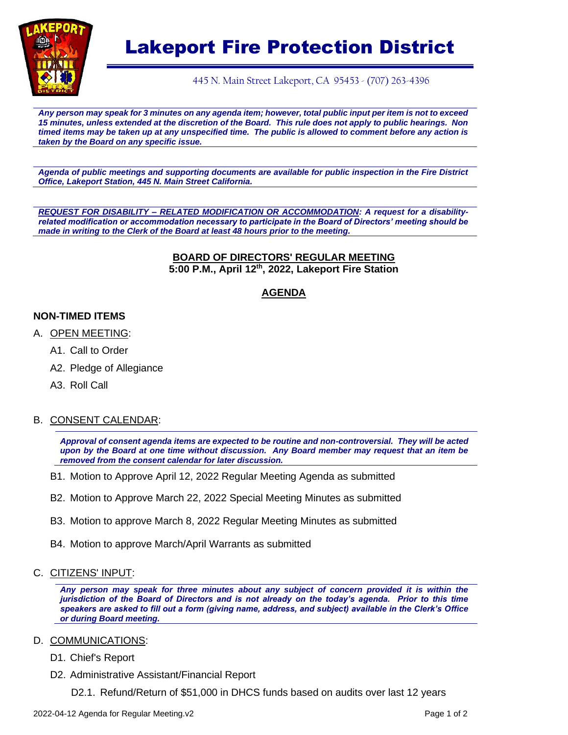# Lakeport Fire Protection District

445 N. Main Street Lakeport, CA 95453 - (707) 263-4396

***Any person may speak for 3 minutes on any agenda item; however, total public input per item is not to exceed 15 minutes, unless extended at the discretion of the Board. This rule does not apply to public hearings. Non timed items may be taken up at any unspecified time. The public is allowed to comment before any action is taken by the Board on any specific issue.***

***Agenda of public meetings and supporting documents are available for public inspection in the Fire District Office, Lakeport Station, 445 N. Main Street California.***

***REQUEST FOR DISABILITY – RELATED MODIFICATION OR ACCOMMODATION: A request for a disability-related modification or accommodation necessary to participate in the Board of Directors' meeting should be made in writing to the Clerk of the Board at least 48 hours prior to the meeting.***

## BOARD OF DIRECTORS' REGULAR MEETING

**5:00 P.M., April 12th, 2022, Lakeport Fire Station**

## AGENDA

### NON-TIMED ITEMS

A. OPEN MEETING:

- A1. Call to Order
- A2. Pledge of Allegiance
- A3. Roll Call

B. CONSENT CALENDAR:

***Approval of consent agenda items are expected to be routine and non-controversial. They will be acted upon by the Board at one time without discussion. Any Board member may request that an item be removed from the consent calendar for later discussion.***

- B1. Motion to Approve April 12, 2022 Regular Meeting Agenda as submitted
- B2. Motion to Approve March 22, 2022 Special Meeting Minutes as submitted
- B3. Motion to approve March 8, 2022 Regular Meeting Minutes as submitted
- B4. Motion to approve March/April Warrants as submitted

C. CITIZENS' INPUT:

***Any person may speak for three minutes about any subject of concern provided it is within the jurisdiction of the Board of Directors and is not already on the today's agenda. Prior to this time speakers are asked to fill out a form (giving name, address, and subject) available in the Clerk's Office or during Board meeting.***

D. COMMUNICATIONS:

- D1. Chief's Report
- D2. Administrative Assistant/Financial Report
  - D2.1. Refund/Return of $51,000 in DHCS funds based on audits over last 12 years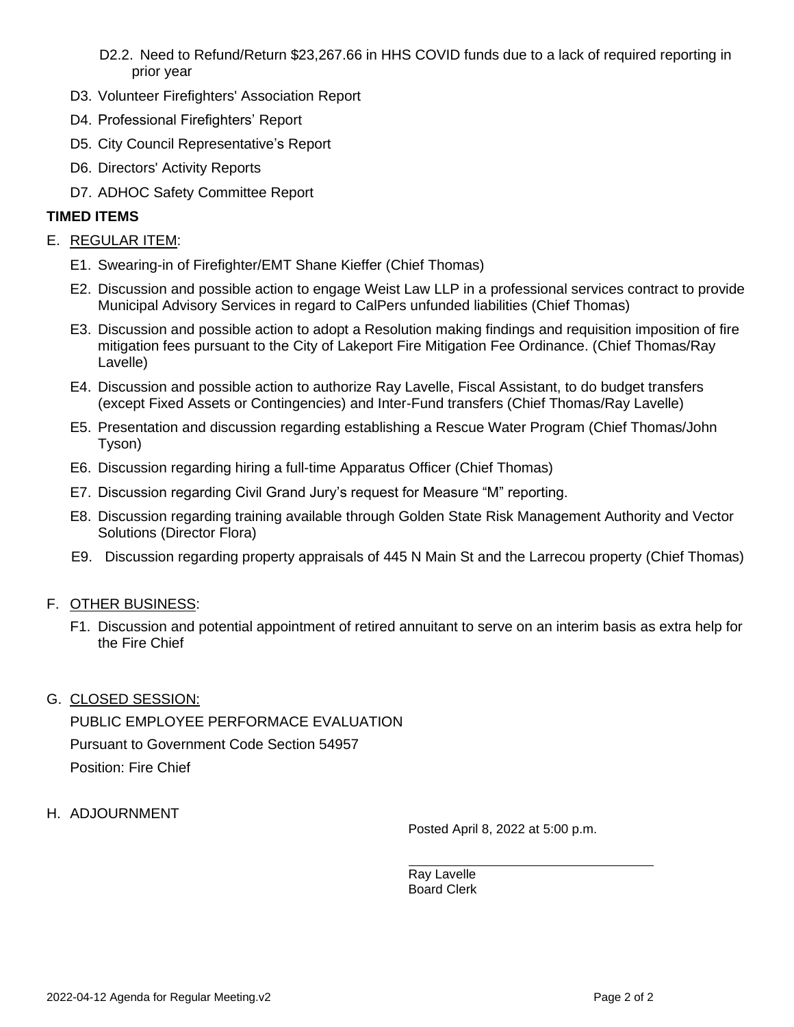- D2.2. Need to Refund/Return $23,267.66 in HHS COVID funds due to a lack of required reporting in prior year
- D3. Volunteer Firefighters' Association Report
- D4. Professional Firefighters' Report
- D5. City Council Representative's Report
- D6. Directors' Activity Reports
- D7. ADHOC Safety Committee Report

**TIMED ITEMS**

E. REGULAR ITEM:

- E1. Swearing-in of Firefighter/EMT Shane Kieffer (Chief Thomas)
- E2. Discussion and possible action to engage Weist Law LLP in a professional services contract to provide Municipal Advisory Services in regard to CalPers unfunded liabilities (Chief Thomas)
- E3. Discussion and possible action to adopt a Resolution making findings and requisition imposition of fire mitigation fees pursuant to the City of Lakeport Fire Mitigation Fee Ordinance. (Chief Thomas/Ray Lavelle)
- E4. Discussion and possible action to authorize Ray Lavelle, Fiscal Assistant, to do budget transfers (except Fixed Assets or Contingencies) and Inter-Fund transfers (Chief Thomas/Ray Lavelle)
- E5. Presentation and discussion regarding establishing a Rescue Water Program (Chief Thomas/John Tyson)
- E6. Discussion regarding hiring a full-time Apparatus Officer (Chief Thomas)
- E7. Discussion regarding Civil Grand Jury's request for Measure "M" reporting.
- E8. Discussion regarding training available through Golden State Risk Management Authority and Vector Solutions (Director Flora)
- E9. Discussion regarding property appraisals of 445 N Main St and the Larrecou property (Chief Thomas)

F. OTHER BUSINESS:

- F1. Discussion and potential appointment of retired annuitant to serve on an interim basis as extra help for the Fire Chief

G. CLOSED SESSION:

PUBLIC EMPLOYEE PERFORMACE EVALUATION

Pursuant to Government Code Section 54957

Position: Fire Chief

H. ADJOURNMENT

Posted April 8, 2022 at 5:00 p.m.

Ray Lavelle
Board Clerk